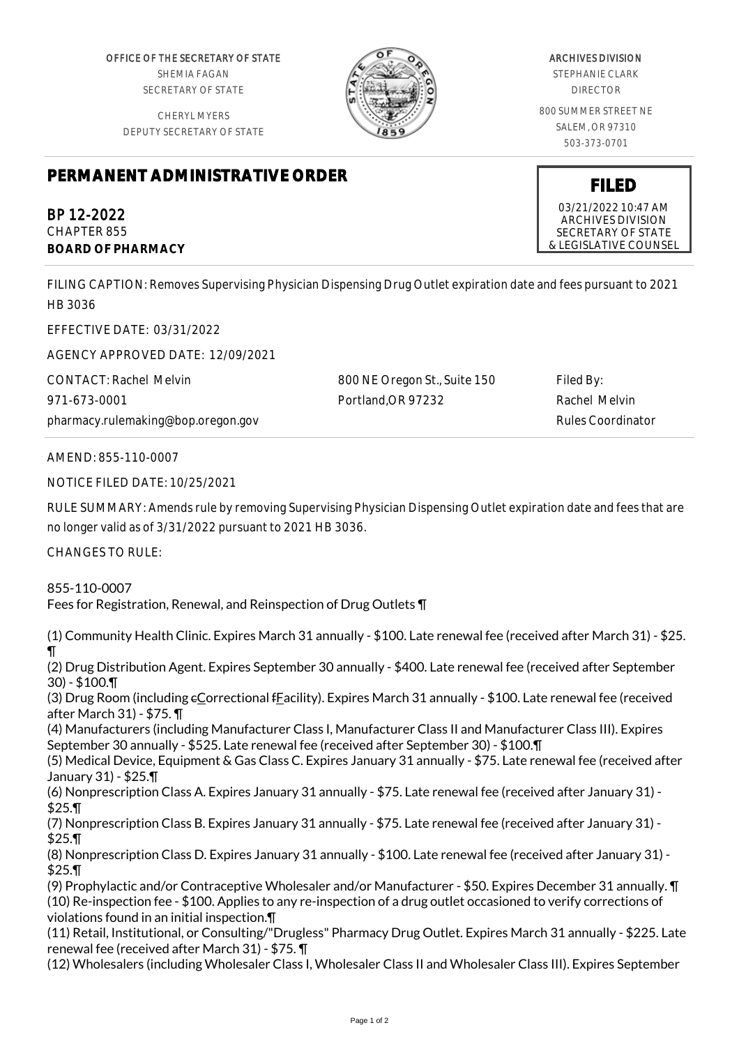OFFICE OF THE SECRETARY OF STATE
SHEMIA FAGAN
SECRETARY OF STATE

CHERYL MYERS
DEPUTY SECRETARY OF STATE

ARCHIVES DIVISION
STEPHANIE CLARK
DIRECTOR

800 SUMMER STREET NE
SALEM, OR 97310
503-373-0701

# PERMANENT ADMINISTRATIVE ORDER

**FILED**
03/21/2022 10:47 AM
ARCHIVES DIVISION
SECRETARY OF STATE
& LEGISLATIVE COUNSEL

BP 12-2022
CHAPTER 855
**BOARD OF PHARMACY**

FILING CAPTION: Removes Supervising Physician Dispensing Drug Outlet expiration date and fees pursuant to 2021 HB 3036

EFFECTIVE DATE: 03/31/2022

AGENCY APPROVED DATE: 12/09/2021

CONTACT: Rachel Melvin
971-673-0001
pharmacy.rulemaking@bop.oregon.gov

800 NE Oregon St., Suite 150
Portland,OR 97232

Filed By:
Rachel Melvin
Rules Coordinator

AMEND: 855-110-0007

NOTICE FILED DATE: 10/25/2021

RULE SUMMARY: Amends rule by removing Supervising Physician Dispensing Outlet expiration date and fees that are no longer valid as of 3/31/2022 pursuant to 2021 HB 3036.

CHANGES TO RULE:

855-110-0007
Fees for Registration, Renewal, and Reinspection of Drug Outlets ¶

(1) Community Health Clinic. Expires March 31 annually - $100. Late renewal fee (received after March 31) - $25. ¶
(2) Drug Distribution Agent. Expires September 30 annually - $400. Late renewal fee (received after September 30) - $100.¶
(3) Drug Room (including cCorrectional fFacility). Expires March 31 annually - $100. Late renewal fee (received after March 31) - $75. ¶
(4) Manufacturers (including Manufacturer Class I, Manufacturer Class II and Manufacturer Class III). Expires September 30 annually - $525. Late renewal fee (received after September 30) - $100.¶
(5) Medical Device, Equipment & Gas Class C. Expires January 31 annually - $75. Late renewal fee (received after January 31) - $25.¶
(6) Nonprescription Class A. Expires January 31 annually - $75. Late renewal fee (received after January 31) - $25.¶
(7) Nonprescription Class B. Expires January 31 annually - $75. Late renewal fee (received after January 31) - $25.¶
(8) Nonprescription Class D. Expires January 31 annually - $100. Late renewal fee (received after January 31) - $25.¶
(9) Prophylactic and/or Contraceptive Wholesaler and/or Manufacturer - $50. Expires December 31 annually. ¶
(10) Re-inspection fee - $100. Applies to any re-inspection of a drug outlet occasioned to verify corrections of violations found in an initial inspection.¶
(11) Retail, Institutional, or Consulting/"Drugless" Pharmacy Drug Outlet. Expires March 31 annually - $225. Late renewal fee (received after March 31) - $75. ¶
(12) Wholesalers (including Wholesaler Class I, Wholesaler Class II and Wholesaler Class III). Expires September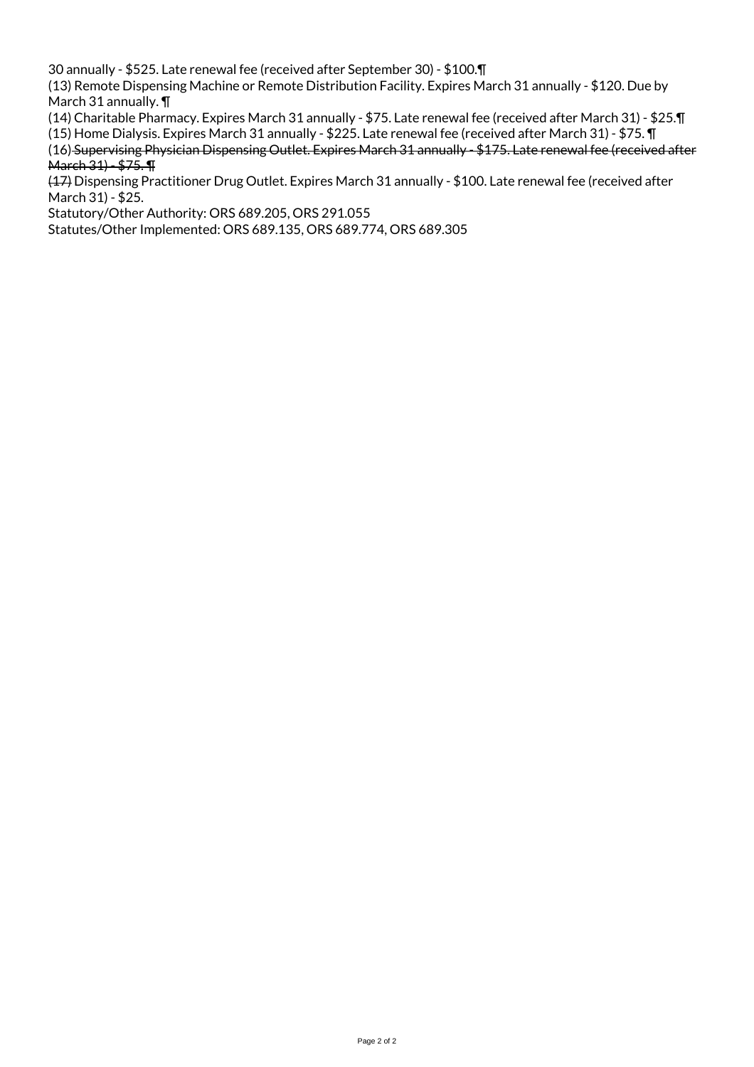30 annually - $525. Late renewal fee (received after September 30) - $100.¶
(13) Remote Dispensing Machine or Remote Distribution Facility. Expires March 31 annually - $120. Due by March 31 annually. ¶
(14) Charitable Pharmacy. Expires March 31 annually - $75. Late renewal fee (received after March 31) - $25.¶
(15) Home Dialysis. Expires March 31 annually - $225. Late renewal fee (received after March 31) - $75. ¶
(16) ~~Supervising Physician Dispensing Outlet. Expires March 31 annually - $175. Late renewal fee (received after March 31) - $75. ¶~~
~~(17)~~ Dispensing Practitioner Drug Outlet. Expires March 31 annually - $100. Late renewal fee (received after March 31) - $25.
Statutory/Other Authority: ORS 689.205, ORS 291.055
Statutes/Other Implemented: ORS 689.135, ORS 689.774, ORS 689.305